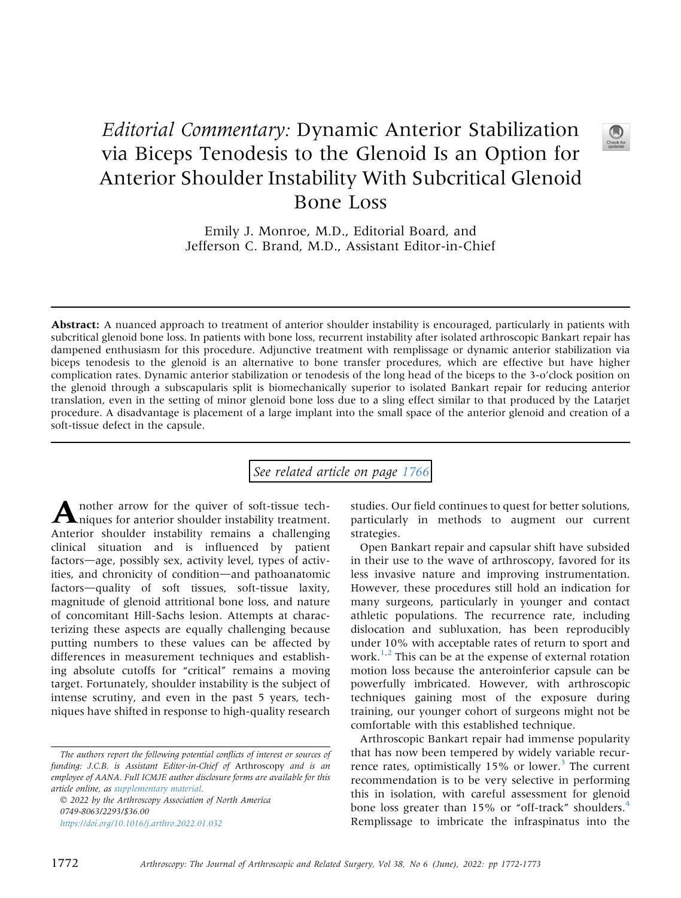# *Editorial Commentary:* Dynamic Anterior Stabilization via Biceps Tenodesis to the Glenoid Is an Option for Anterior Shoulder Instability With Subcritical Glenoid Bone Loss

Emily J. Monroe, M.D., Editorial Board, and
Jefferson C. Brand, M.D., Assistant Editor-in-Chief

**Abstract:** A nuanced approach to treatment of anterior shoulder instability is encouraged, particularly in patients with subcritical glenoid bone loss. In patients with bone loss, recurrent instability after isolated arthroscopic Bankart repair has dampened enthusiasm for this procedure. Adjunctive treatment with remplissage or dynamic anterior stabilization via biceps tenodesis to the glenoid is an alternative to bone transfer procedures, which are effective but have higher complication rates. Dynamic anterior stabilization or tenodesis of the long head of the biceps to the 3-o'clock position on the glenoid through a subscapularis split is biomechanically superior to isolated Bankart repair for reducing anterior translation, even in the setting of minor glenoid bone loss due to a sling effect similar to that produced by the Latarjet procedure. A disadvantage is placement of a large implant into the small space of the anterior glenoid and creation of a soft-tissue defect in the capsule.

*See related article on page 1766*

Another arrow for the quiver of soft-tissue techniques for anterior shoulder instability treatment. Anterior shoulder instability remains a challenging clinical situation and is influenced by patient factors—age, possibly sex, activity level, types of activities, and chronicity of condition—and pathoanatomic factors—quality of soft tissues, soft-tissue laxity, magnitude of glenoid attritional bone loss, and nature of concomitant Hill-Sachs lesion. Attempts at characterizing these aspects are equally challenging because putting numbers to these values can be affected by differences in measurement techniques and establishing absolute cutoffs for "critical" remains a moving target. Fortunately, shoulder instability is the subject of intense scrutiny, and even in the past 5 years, techniques have shifted in response to high-quality research studies. Our field continues to quest for better solutions, particularly in methods to augment our current strategies.

Open Bankart repair and capsular shift have subsided in their use to the wave of arthroscopy, favored for its less invasive nature and improving instrumentation. However, these procedures still hold an indication for many surgeons, particularly in younger and contact athletic populations. The recurrence rate, including dislocation and subluxation, has been reproducibly under 10% with acceptable rates of return to sport and work.[1,2] This can be at the expense of external rotation motion loss because the anteroinferior capsule can be powerfully imbricated. However, with arthroscopic techniques gaining most of the exposure during training, our younger cohort of surgeons might not be comfortable with this established technique.

Arthroscopic Bankart repair had immense popularity that has now been tempered by widely variable recurrence rates, optimistically 15% or lower.[3] The current recommendation is to be very selective in performing this in isolation, with careful assessment for glenoid bone loss greater than 15% or "off-track" shoulders.[4] Remplissage to imbricate the infraspinatus into the

*The authors report the following potential conflicts of interest or sources of funding: J.C.B. is Assistant Editor-in-Chief of* Arthroscopy *and is an employee of AANA. Full ICMJE author disclosure forms are available for this article online, as supplementary material.*

© 2022 by the Arthroscopy Association of North America
0749-8063/2293/$36.00
https://doi.org/10.1016/j.arthro.2022.01.032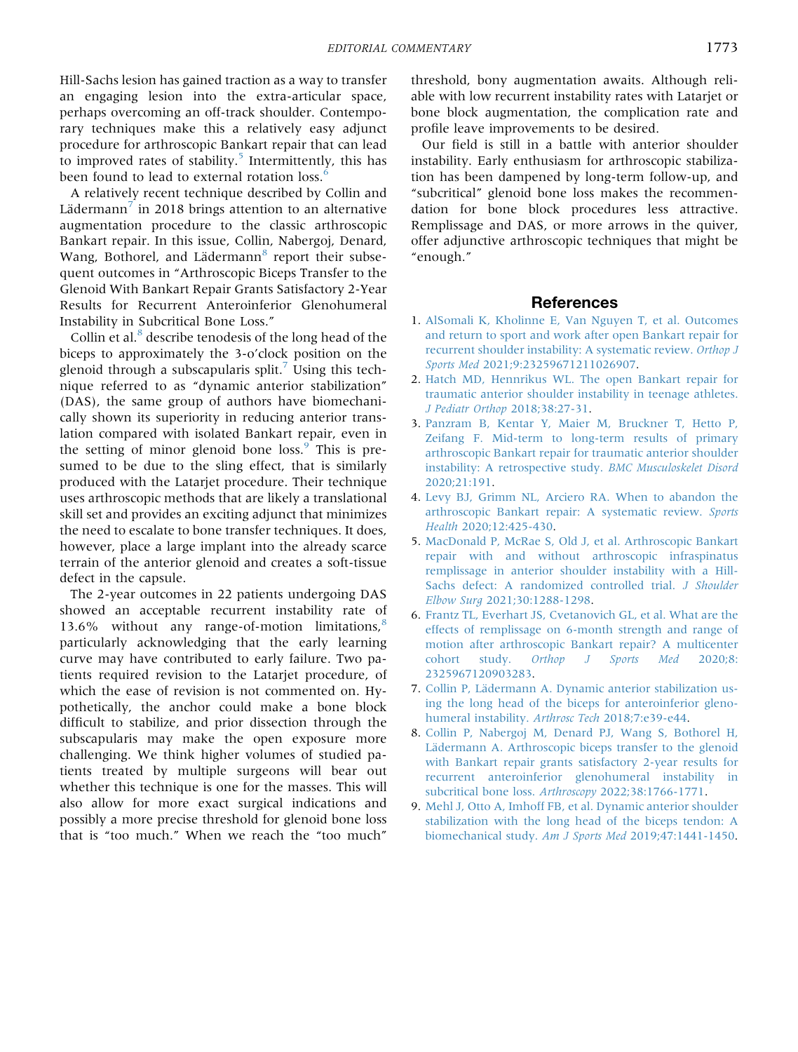Hill-Sachs lesion has gained traction as a way to transfer an engaging lesion into the extra-articular space, perhaps overcoming an off-track shoulder. Contemporary techniques make this a relatively easy adjunct procedure for arthroscopic Bankart repair that can lead to improved rates of stability.[5] Intermittently, this has been found to lead to external rotation loss.[6]

A relatively recent technique described by Collin and Lädermann[7] in 2018 brings attention to an alternative augmentation procedure to the classic arthroscopic Bankart repair. In this issue, Collin, Nabergoj, Denard, Wang, Bothorel, and Lädermann[8] report their subsequent outcomes in "Arthroscopic Biceps Transfer to the Glenoid With Bankart Repair Grants Satisfactory 2-Year Results for Recurrent Anteroinferior Glenohumeral Instability in Subcritical Bone Loss."

Collin et al.[8] describe tenodesis of the long head of the biceps to approximately the 3-o'clock position on the glenoid through a subscapularis split.[7] Using this technique referred to as "dynamic anterior stabilization" (DAS), the same group of authors have biomechanically shown its superiority in reducing anterior translation compared with isolated Bankart repair, even in the setting of minor glenoid bone loss.[9] This is presumed to be due to the sling effect, that is similarly produced with the Latarjet procedure. Their technique uses arthroscopic methods that are likely a translational skill set and provides an exciting adjunct that minimizes the need to escalate to bone transfer techniques. It does, however, place a large implant into the already scarce terrain of the anterior glenoid and creates a soft-tissue defect in the capsule.

The 2-year outcomes in 22 patients undergoing DAS showed an acceptable recurrent instability rate of 13.6% without any range-of-motion limitations,[8] particularly acknowledging that the early learning curve may have contributed to early failure. Two patients required revision to the Latarjet procedure, of which the ease of revision is not commented on. Hypothetically, the anchor could make a bone block difficult to stabilize, and prior dissection through the subscapularis may make the open exposure more challenging. We think higher volumes of studied patients treated by multiple surgeons will bear out whether this technique is one for the masses. This will also allow for more exact surgical indications and possibly a more precise threshold for glenoid bone loss that is "too much." When we reach the "too much" threshold, bony augmentation awaits. Although reliable with low recurrent instability rates with Latarjet or bone block augmentation, the complication rate and profile leave improvements to be desired.

Our field is still in a battle with anterior shoulder instability. Early enthusiasm for arthroscopic stabilization has been dampened by long-term follow-up, and "subcritical" glenoid bone loss makes the recommendation for bone block procedures less attractive. Remplissage and DAS, or more arrows in the quiver, offer adjunctive arthroscopic techniques that might be "enough."

## References

1. AlSomali K, Kholinne E, Van Nguyen T, et al. Outcomes and return to sport and work after open Bankart repair for recurrent shoulder instability: A systematic review. *Orthop J Sports Med* 2021;9:23259671211026907.
2. Hatch MD, Hennrikus WL. The open Bankart repair for traumatic anterior shoulder instability in teenage athletes. *J Pediatr Orthop* 2018;38:27-31.
3. Panzram B, Kentar Y, Maier M, Bruckner T, Hetto P, Zeifang F. Mid-term to long-term results of primary arthroscopic Bankart repair for traumatic anterior shoulder instability: A retrospective study. *BMC Musculoskelet Disord* 2020;21:191.
4. Levy BJ, Grimm NL, Arciero RA. When to abandon the arthroscopic Bankart repair: A systematic review. *Sports Health* 2020;12:425-430.
5. MacDonald P, McRae S, Old J, et al. Arthroscopic Bankart repair with and without arthroscopic infraspinatus remplissage in anterior shoulder instability with a Hill-Sachs defect: A randomized controlled trial. *J Shoulder Elbow Surg* 2021;30:1288-1298.
6. Frantz TL, Everhart JS, Cvetanovich GL, et al. What are the effects of remplissage on 6-month strength and range of motion after arthroscopic Bankart repair? A multicenter cohort study. *Orthop J Sports Med* 2020;8: 2325967120903283.
7. Collin P, Lädermann A. Dynamic anterior stabilization using the long head of the biceps for anteroinferior glenohumeral instability. *Arthrosc Tech* 2018;7:e39-e44.
8. Collin P, Nabergoj M, Denard PJ, Wang S, Bothorel H, Lädermann A. Arthroscopic biceps transfer to the glenoid with Bankart repair grants satisfactory 2-year results for recurrent anteroinferior glenohumeral instability in subcritical bone loss. *Arthroscopy* 2022;38:1766-1771.
9. Mehl J, Otto A, Imhoff FB, et al. Dynamic anterior shoulder stabilization with the long head of the biceps tendon: A biomechanical study. *Am J Sports Med* 2019;47:1441-1450.